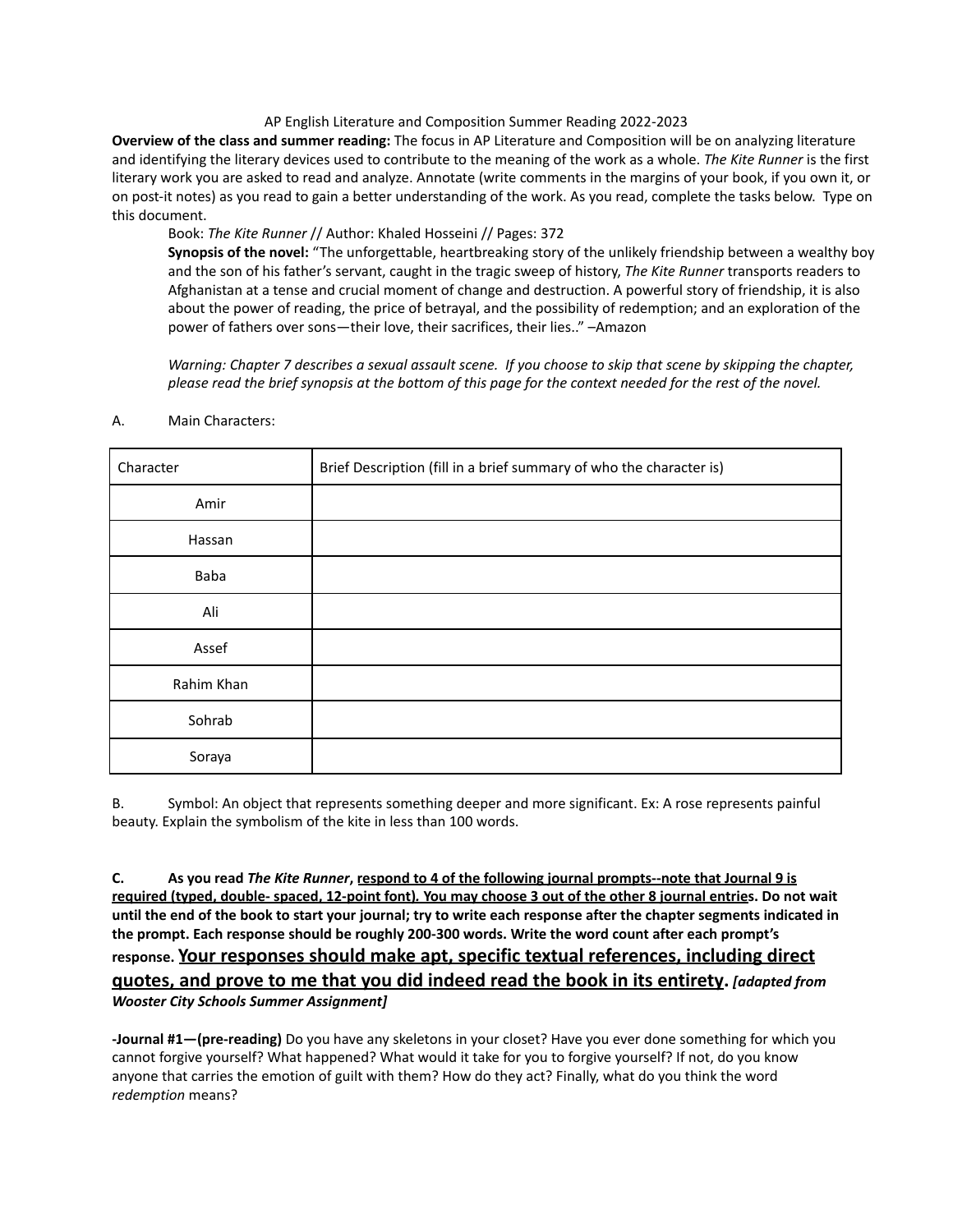AP English Literature and Composition Summer Reading 2022-2023

**Overview of the class and summer reading:** The focus in AP Literature and Composition will be on analyzing literature and identifying the literary devices used to contribute to the meaning of the work as a whole. *The Kite Runner* is the first literary work you are asked to read and analyze. Annotate (write comments in the margins of your book, if you own it, or on post-it notes) as you read to gain a better understanding of the work. As you read, complete the tasks below. Type on this document.

Book: *The Kite Runner* // Author: Khaled Hosseini // Pages: 372

**Synopsis of the novel:** "The unforgettable, heartbreaking story of the unlikely friendship between a wealthy boy and the son of his father's servant, caught in the tragic sweep of history, *The Kite Runner* transports readers to Afghanistan at a tense and crucial moment of change and destruction. A powerful story of friendship, it is also about the power of reading, the price of betrayal, and the possibility of redemption; and an exploration of the power of fathers over sons—their love, their sacrifices, their lies.." –Amazon

*Warning: Chapter 7 describes a sexual assault scene. If you choose to skip that scene by skipping the chapter, please read the brief synopsis at the bottom of this page for the context needed for the rest of the novel.*

A. Main Characters:

| Character | Brief Description (fill in a brief summary of who the character is) |
|---|---|
| Amir | |
| Hassan | |
| Baba | |
| Ali | |
| Assef | |
| Rahim Khan | |
| Sohrab | |
| Soraya | |

B. Symbol: An object that represents something deeper and more significant. Ex: A rose represents painful beauty. Explain the symbolism of the kite in less than 100 words.

**C. As you read *The Kite Runner*, <u>respond to 4 of the following journal prompts--note that Journal 9 is required (typed, double- spaced, 12-point font). You may choose 3 out of the other 8 journal entries</u>. Do not wait until the end of the book to start your journal; try to write each response after the chapter segments indicated in the prompt. Each response should be roughly 200-300 words. Write the word count after each prompt's response. <u>Your responses should make apt, specific textual references, including direct quotes, and prove to me that you did indeed read the book in its entirety</u>. *[adapted from Wooster City Schools Summer Assignment]***

**-Journal #1—(pre-reading)** Do you have any skeletons in your closet? Have you ever done something for which you cannot forgive yourself? What happened? What would it take for you to forgive yourself? If not, do you know anyone that carries the emotion of guilt with them? How do they act? Finally, what do you think the word *redemption* means?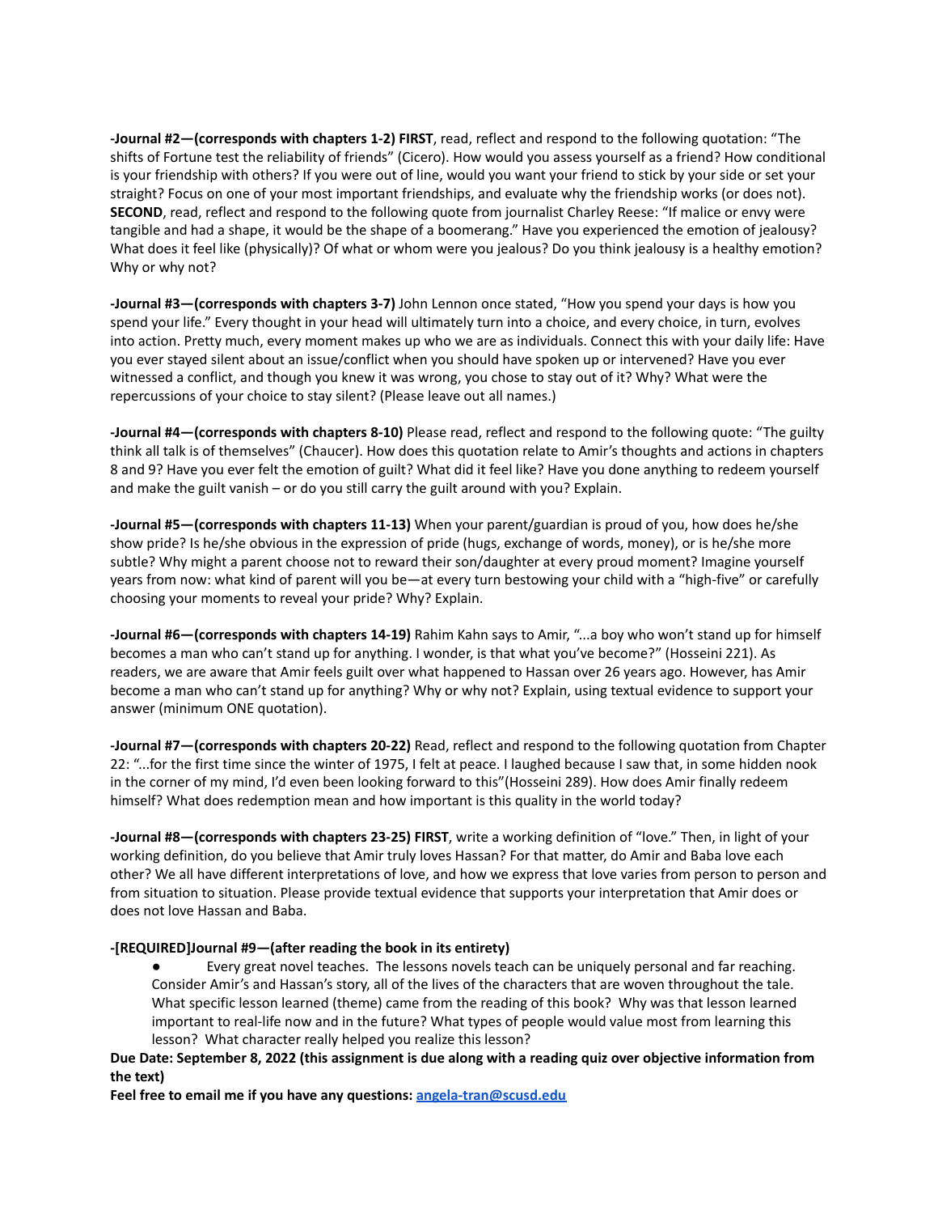**-Journal #2—(corresponds with chapters 1-2) FIRST**, read, reflect and respond to the following quotation: "The shifts of Fortune test the reliability of friends" (Cicero). How would you assess yourself as a friend? How conditional is your friendship with others? If you were out of line, would you want your friend to stick by your side or set your straight? Focus on one of your most important friendships, and evaluate why the friendship works (or does not). **SECOND**, read, reflect and respond to the following quote from journalist Charley Reese: "If malice or envy were tangible and had a shape, it would be the shape of a boomerang." Have you experienced the emotion of jealousy? What does it feel like (physically)? Of what or whom were you jealous? Do you think jealousy is a healthy emotion? Why or why not?

**-Journal #3—(corresponds with chapters 3-7)** John Lennon once stated, "How you spend your days is how you spend your life." Every thought in your head will ultimately turn into a choice, and every choice, in turn, evolves into action. Pretty much, every moment makes up who we are as individuals. Connect this with your daily life: Have you ever stayed silent about an issue/conflict when you should have spoken up or intervened? Have you ever witnessed a conflict, and though you knew it was wrong, you chose to stay out of it? Why? What were the repercussions of your choice to stay silent? (Please leave out all names.)

**-Journal #4—(corresponds with chapters 8-10)** Please read, reflect and respond to the following quote: "The guilty think all talk is of themselves" (Chaucer). How does this quotation relate to Amir's thoughts and actions in chapters 8 and 9? Have you ever felt the emotion of guilt? What did it feel like? Have you done anything to redeem yourself and make the guilt vanish – or do you still carry the guilt around with you? Explain.

**-Journal #5—(corresponds with chapters 11-13)** When your parent/guardian is proud of you, how does he/she show pride? Is he/she obvious in the expression of pride (hugs, exchange of words, money), or is he/she more subtle? Why might a parent choose not to reward their son/daughter at every proud moment? Imagine yourself years from now: what kind of parent will you be—at every turn bestowing your child with a "high-five" or carefully choosing your moments to reveal your pride? Why? Explain.

**-Journal #6—(corresponds with chapters 14-19)** Rahim Kahn says to Amir, "...a boy who won't stand up for himself becomes a man who can't stand up for anything. I wonder, is that what you've become?" (Hosseini 221). As readers, we are aware that Amir feels guilt over what happened to Hassan over 26 years ago. However, has Amir become a man who can't stand up for anything? Why or why not? Explain, using textual evidence to support your answer (minimum ONE quotation).

**-Journal #7—(corresponds with chapters 20-22)** Read, reflect and respond to the following quotation from Chapter 22: "...for the first time since the winter of 1975, I felt at peace. I laughed because I saw that, in some hidden nook in the corner of my mind, I'd even been looking forward to this"(Hosseini 289). How does Amir finally redeem himself? What does redemption mean and how important is this quality in the world today?

**-Journal #8—(corresponds with chapters 23-25) FIRST**, write a working definition of "love." Then, in light of your working definition, do you believe that Amir truly loves Hassan? For that matter, do Amir and Baba love each other? We all have different interpretations of love, and how we express that love varies from person to person and from situation to situation. Please provide textual evidence that supports your interpretation that Amir does or does not love Hassan and Baba.

**-[REQUIRED]Journal #9—(after reading the book in its entirety)**

- Every great novel teaches. The lessons novels teach can be uniquely personal and far reaching. Consider Amir's and Hassan's story, all of the lives of the characters that are woven throughout the tale. What specific lesson learned (theme) came from the reading of this book? Why was that lesson learned important to real-life now and in the future? What types of people would value most from learning this lesson? What character really helped you realize this lesson?

**Due Date: September 8, 2022 (this assignment is due along with a reading quiz over objective information from the text)**

**Feel free to email me if you have any questions: [angela-tran@scusd.edu](mailto:angela-tran@scusd.edu)**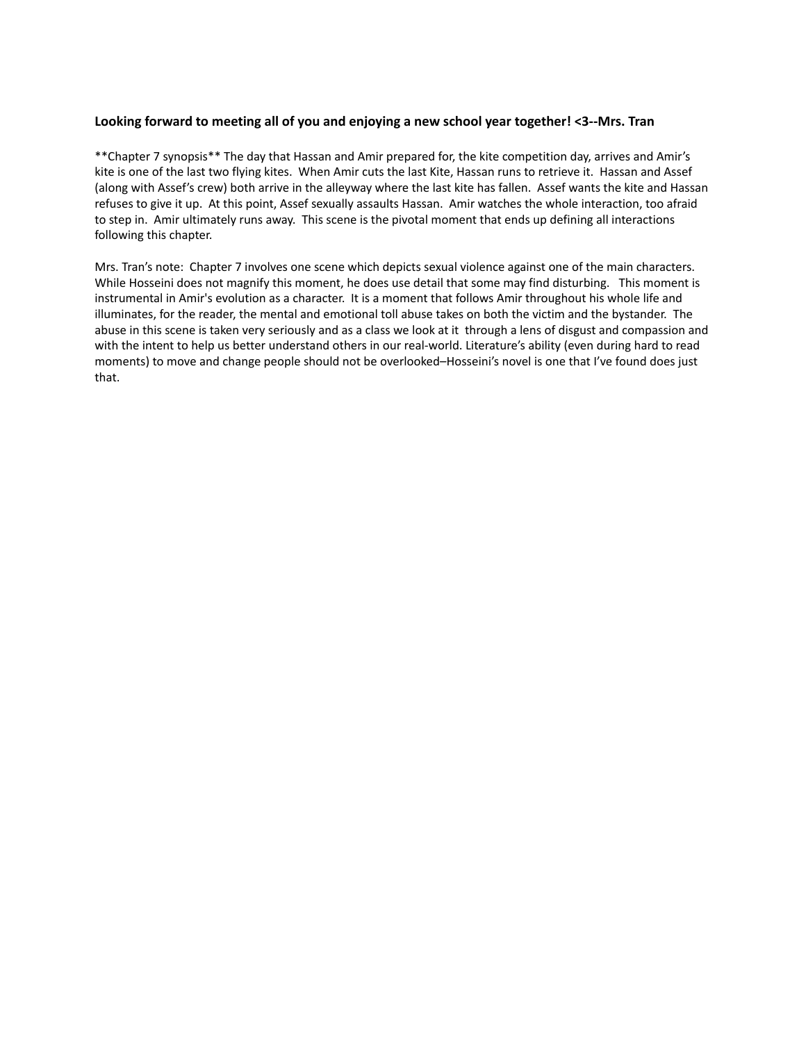**Looking forward to meeting all of you and enjoying a new school year together! <3--Mrs. Tran**

**Chapter 7 synopsis** The day that Hassan and Amir prepared for, the kite competition day, arrives and Amir's kite is one of the last two flying kites. When Amir cuts the last Kite, Hassan runs to retrieve it. Hassan and Assef (along with Assef's crew) both arrive in the alleyway where the last kite has fallen. Assef wants the kite and Hassan refuses to give it up. At this point, Assef sexually assaults Hassan. Amir watches the whole interaction, too afraid to step in. Amir ultimately runs away. This scene is the pivotal moment that ends up defining all interactions following this chapter.

Mrs. Tran's note: Chapter 7 involves one scene which depicts sexual violence against one of the main characters. While Hosseini does not magnify this moment, he does use detail that some may find disturbing. This moment is instrumental in Amir's evolution as a character. It is a moment that follows Amir throughout his whole life and illuminates, for the reader, the mental and emotional toll abuse takes on both the victim and the bystander. The abuse in this scene is taken very seriously and as a class we look at it through a lens of disgust and compassion and with the intent to help us better understand others in our real-world. Literature's ability (even during hard to read moments) to move and change people should not be overlooked–Hosseini's novel is one that I've found does just that.